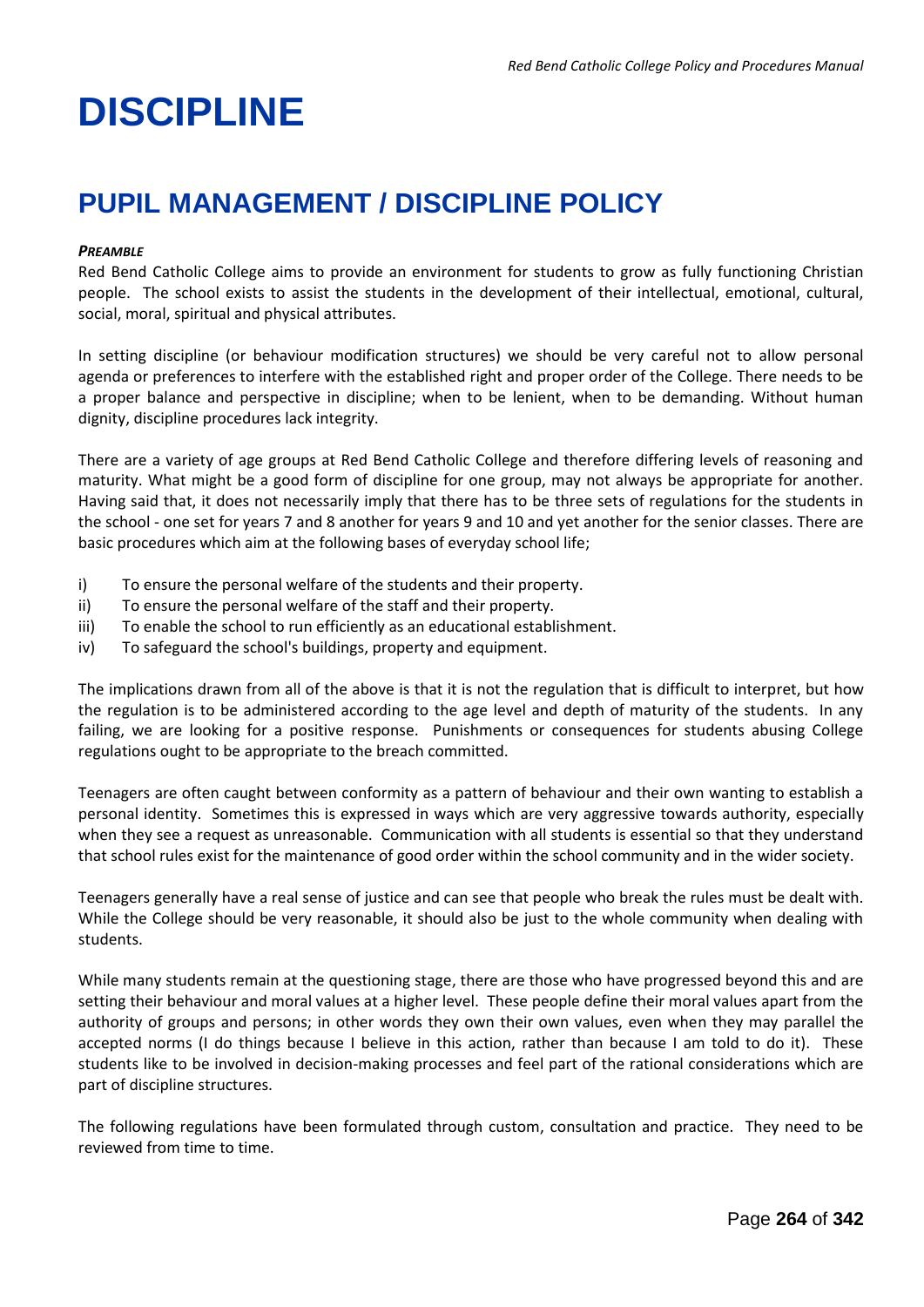# DISCIPLINE

## PUPIL MANAGEMENT / DISCIPLINE POLICY

***PREAMBLE***

Red Bend Catholic College aims to provide an environment for students to grow as fully functioning Christian people. The school exists to assist the students in the development of their intellectual, emotional, cultural, social, moral, spiritual and physical attributes.

In setting discipline (or behaviour modification structures) we should be very careful not to allow personal agenda or preferences to interfere with the established right and proper order of the College. There needs to be a proper balance and perspective in discipline; when to be lenient, when to be demanding. Without human dignity, discipline procedures lack integrity.

There are a variety of age groups at Red Bend Catholic College and therefore differing levels of reasoning and maturity. What might be a good form of discipline for one group, may not always be appropriate for another. Having said that, it does not necessarily imply that there has to be three sets of regulations for the students in the school - one set for years 7 and 8 another for years 9 and 10 and yet another for the senior classes. There are basic procedures which aim at the following bases of everyday school life;

i) To ensure the personal welfare of the students and their property.
ii) To ensure the personal welfare of the staff and their property.
iii) To enable the school to run efficiently as an educational establishment.
iv) To safeguard the school's buildings, property and equipment.

The implications drawn from all of the above is that it is not the regulation that is difficult to interpret, but how the regulation is to be administered according to the age level and depth of maturity of the students. In any failing, we are looking for a positive response. Punishments or consequences for students abusing College regulations ought to be appropriate to the breach committed.

Teenagers are often caught between conformity as a pattern of behaviour and their own wanting to establish a personal identity. Sometimes this is expressed in ways which are very aggressive towards authority, especially when they see a request as unreasonable. Communication with all students is essential so that they understand that school rules exist for the maintenance of good order within the school community and in the wider society.

Teenagers generally have a real sense of justice and can see that people who break the rules must be dealt with. While the College should be very reasonable, it should also be just to the whole community when dealing with students.

While many students remain at the questioning stage, there are those who have progressed beyond this and are setting their behaviour and moral values at a higher level. These people define their moral values apart from the authority of groups and persons; in other words they own their own values, even when they may parallel the accepted norms (I do things because I believe in this action, rather than because I am told to do it). These students like to be involved in decision-making processes and feel part of the rational considerations which are part of discipline structures.

The following regulations have been formulated through custom, consultation and practice. They need to be reviewed from time to time.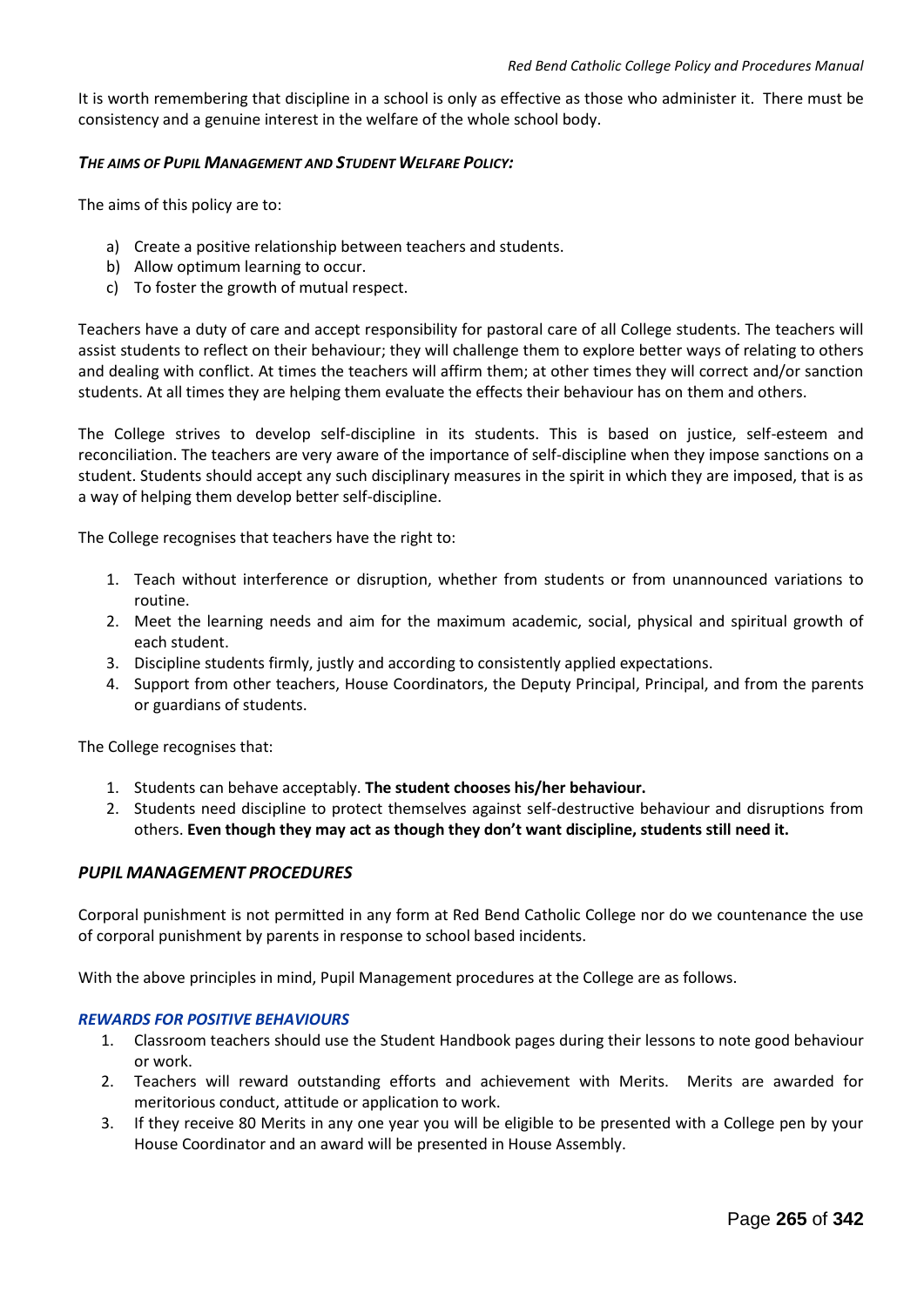It is worth remembering that discipline in a school is only as effective as those who administer it. There must be consistency and a genuine interest in the welfare of the whole school body.

***THE AIMS OF PUPIL MANAGEMENT AND STUDENT WELFARE POLICY:***

The aims of this policy are to:

a) Create a positive relationship between teachers and students.
b) Allow optimum learning to occur.
c) To foster the growth of mutual respect.

Teachers have a duty of care and accept responsibility for pastoral care of all College students. The teachers will assist students to reflect on their behaviour; they will challenge them to explore better ways of relating to others and dealing with conflict. At times the teachers will affirm them; at other times they will correct and/or sanction students. At all times they are helping them evaluate the effects their behaviour has on them and others.

The College strives to develop self-discipline in its students. This is based on justice, self-esteem and reconciliation. The teachers are very aware of the importance of self-discipline when they impose sanctions on a student. Students should accept any such disciplinary measures in the spirit in which they are imposed, that is as a way of helping them develop better self-discipline.

The College recognises that teachers have the right to:

1. Teach without interference or disruption, whether from students or from unannounced variations to routine.
2. Meet the learning needs and aim for the maximum academic, social, physical and spiritual growth of each student.
3. Discipline students firmly, justly and according to consistently applied expectations.
4. Support from other teachers, House Coordinators, the Deputy Principal, Principal, and from the parents or guardians of students.

The College recognises that:

1. Students can behave acceptably. **The student chooses his/her behaviour.**
2. Students need discipline to protect themselves against self-destructive behaviour and disruptions from others. **Even though they may act as though they don't want discipline, students still need it.**

## *PUPIL MANAGEMENT PROCEDURES*

Corporal punishment is not permitted in any form at Red Bend Catholic College nor do we countenance the use of corporal punishment by parents in response to school based incidents.

With the above principles in mind, Pupil Management procedures at the College are as follows.

### *REWARDS FOR POSITIVE BEHAVIOURS*

1. Classroom teachers should use the Student Handbook pages during their lessons to note good behaviour or work.
2. Teachers will reward outstanding efforts and achievement with Merits. Merits are awarded for meritorious conduct, attitude or application to work.
3. If they receive 80 Merits in any one year you will be eligible to be presented with a College pen by your House Coordinator and an award will be presented in House Assembly.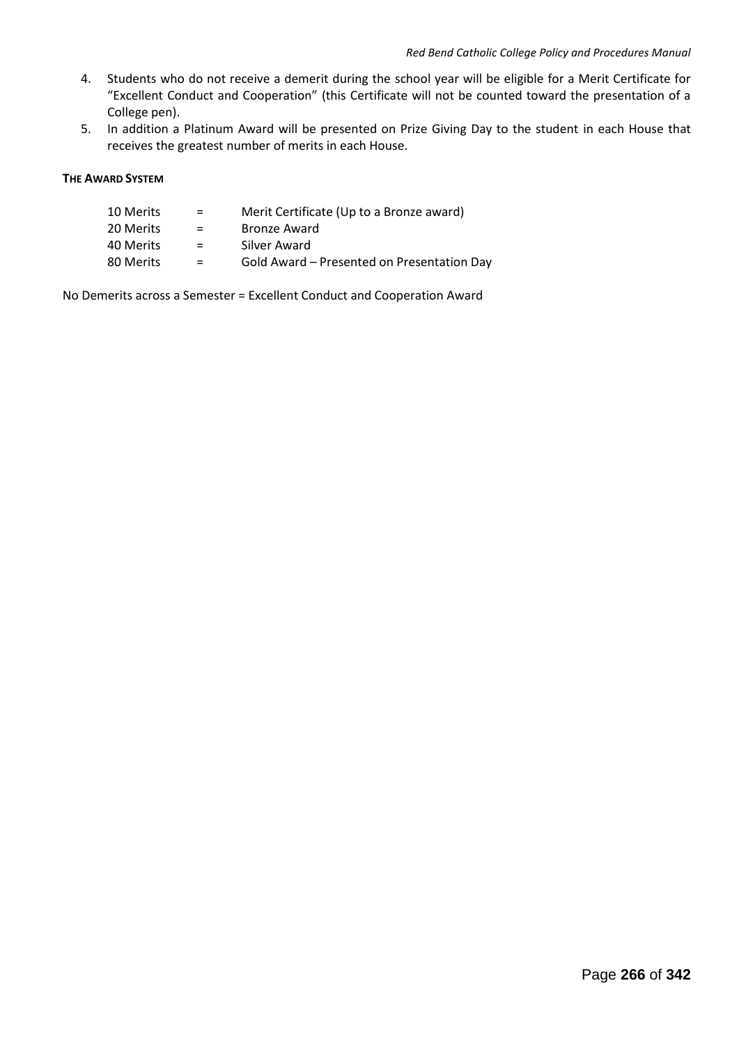4. Students who do not receive a demerit during the school year will be eligible for a Merit Certificate for "Excellent Conduct and Cooperation" (this Certificate will not be counted toward the presentation of a College pen).
5. In addition a Platinum Award will be presented on Prize Giving Day to the student in each House that receives the greatest number of merits in each House.

**THE AWARD SYSTEM**

| | | |
|---|---|---|
| 10 Merits | = | Merit Certificate (Up to a Bronze award) |
| 20 Merits | = | Bronze Award |
| 40 Merits | = | Silver Award |
| 80 Merits | = | Gold Award – Presented on Presentation Day |

No Demerits across a Semester = Excellent Conduct and Cooperation Award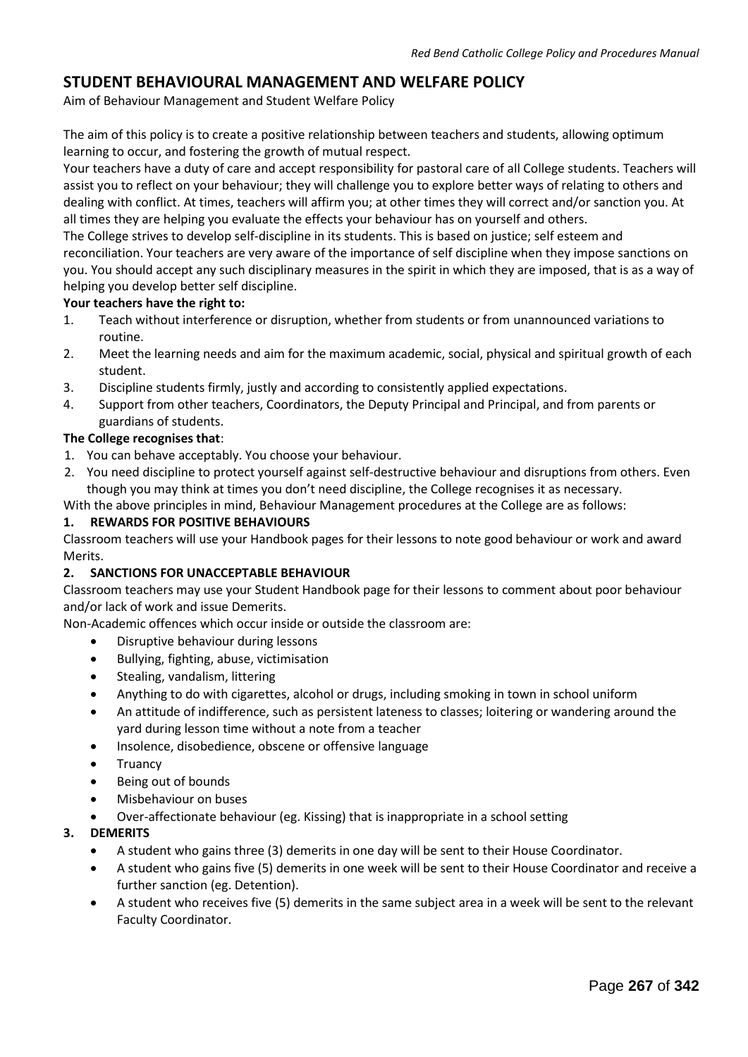## STUDENT BEHAVIOURAL MANAGEMENT AND WELFARE POLICY

Aim of Behaviour Management and Student Welfare Policy

The aim of this policy is to create a positive relationship between teachers and students, allowing optimum learning to occur, and fostering the growth of mutual respect.

Your teachers have a duty of care and accept responsibility for pastoral care of all College students. Teachers will assist you to reflect on your behaviour; they will challenge you to explore better ways of relating to others and dealing with conflict. At times, teachers will affirm you; at other times they will correct and/or sanction you. At all times they are helping you evaluate the effects your behaviour has on yourself and others.

The College strives to develop self-discipline in its students. This is based on justice; self esteem and reconciliation. Your teachers are very aware of the importance of self discipline when they impose sanctions on you. You should accept any such disciplinary measures in the spirit in which they are imposed, that is as a way of helping you develop better self discipline.

**Your teachers have the right to:**

1. Teach without interference or disruption, whether from students or from unannounced variations to routine.
2. Meet the learning needs and aim for the maximum academic, social, physical and spiritual growth of each student.
3. Discipline students firmly, justly and according to consistently applied expectations.
4. Support from other teachers, Coordinators, the Deputy Principal and Principal, and from parents or guardians of students.

**The College recognises that**:

1. You can behave acceptably. You choose your behaviour.
2. You need discipline to protect yourself against self-destructive behaviour and disruptions from others. Even though you may think at times you don't need discipline, the College recognises it as necessary.

With the above principles in mind, Behaviour Management procedures at the College are as follows:

**1. REWARDS FOR POSITIVE BEHAVIOURS**

Classroom teachers will use your Handbook pages for their lessons to note good behaviour or work and award Merits.

**2. SANCTIONS FOR UNACCEPTABLE BEHAVIOUR**

Classroom teachers may use your Student Handbook page for their lessons to comment about poor behaviour and/or lack of work and issue Demerits.

Non-Academic offences which occur inside or outside the classroom are:

- Disruptive behaviour during lessons
- Bullying, fighting, abuse, victimisation
- Stealing, vandalism, littering
- Anything to do with cigarettes, alcohol or drugs, including smoking in town in school uniform
- An attitude of indifference, such as persistent lateness to classes; loitering or wandering around the yard during lesson time without a note from a teacher
- Insolence, disobedience, obscene or offensive language
- Truancy
- Being out of bounds
- Misbehaviour on buses
- Over-affectionate behaviour (eg. Kissing) that is inappropriate in a school setting

**3. DEMERITS**

- A student who gains three (3) demerits in one day will be sent to their House Coordinator.
- A student who gains five (5) demerits in one week will be sent to their House Coordinator and receive a further sanction (eg. Detention).
- A student who receives five (5) demerits in the same subject area in a week will be sent to the relevant Faculty Coordinator.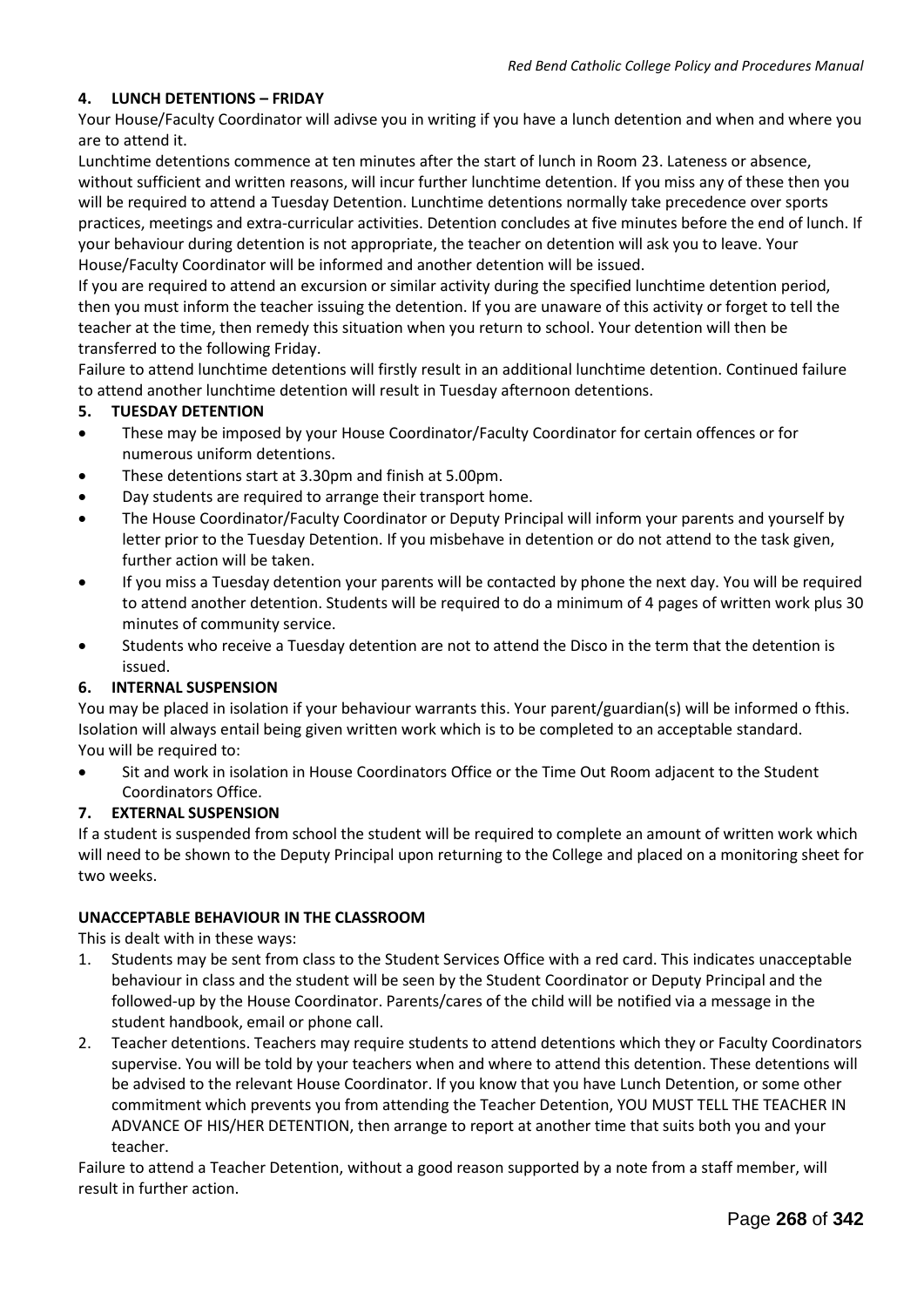### 4. LUNCH DETENTIONS – FRIDAY

Your House/Faculty Coordinator will adivse you in writing if you have a lunch detention and when and where you are to attend it.

Lunchtime detentions commence at ten minutes after the start of lunch in Room 23. Lateness or absence, without sufficient and written reasons, will incur further lunchtime detention. If you miss any of these then you will be required to attend a Tuesday Detention. Lunchtime detentions normally take precedence over sports practices, meetings and extra-curricular activities. Detention concludes at five minutes before the end of lunch. If your behaviour during detention is not appropriate, the teacher on detention will ask you to leave. Your House/Faculty Coordinator will be informed and another detention will be issued.

If you are required to attend an excursion or similar activity during the specified lunchtime detention period, then you must inform the teacher issuing the detention. If you are unaware of this activity or forget to tell the teacher at the time, then remedy this situation when you return to school. Your detention will then be transferred to the following Friday.

Failure to attend lunchtime detentions will firstly result in an additional lunchtime detention. Continued failure to attend another lunchtime detention will result in Tuesday afternoon detentions.

### 5. TUESDAY DETENTION

- These may be imposed by your House Coordinator/Faculty Coordinator for certain offences or for numerous uniform detentions.
- These detentions start at 3.30pm and finish at 5.00pm.
- Day students are required to arrange their transport home.
- The House Coordinator/Faculty Coordinator or Deputy Principal will inform your parents and yourself by letter prior to the Tuesday Detention. If you misbehave in detention or do not attend to the task given, further action will be taken.
- If you miss a Tuesday detention your parents will be contacted by phone the next day. You will be required to attend another detention. Students will be required to do a minimum of 4 pages of written work plus 30 minutes of community service.
- Students who receive a Tuesday detention are not to attend the Disco in the term that the detention is issued.

### 6. INTERNAL SUSPENSION

You may be placed in isolation if your behaviour warrants this. Your parent/guardian(s) will be informed o fthis. Isolation will always entail being given written work which is to be completed to an acceptable standard.
You will be required to:

- Sit and work in isolation in House Coordinators Office or the Time Out Room adjacent to the Student Coordinators Office.

### 7. EXTERNAL SUSPENSION

If a student is suspended from school the student will be required to complete an amount of written work which will need to be shown to the Deputy Principal upon returning to the College and placed on a monitoring sheet for two weeks.

**UNACCEPTABLE BEHAVIOUR IN THE CLASSROOM**

This is dealt with in these ways:

1. Students may be sent from class to the Student Services Office with a red card. This indicates unacceptable behaviour in class and the student will be seen by the Student Coordinator or Deputy Principal and the followed-up by the House Coordinator. Parents/cares of the child will be notified via a message in the student handbook, email or phone call.
2. Teacher detentions. Teachers may require students to attend detentions which they or Faculty Coordinators supervise. You will be told by your teachers when and where to attend this detention. These detentions will be advised to the relevant House Coordinator. If you know that you have Lunch Detention, or some other commitment which prevents you from attending the Teacher Detention, YOU MUST TELL THE TEACHER IN ADVANCE OF HIS/HER DETENTION, then arrange to report at another time that suits both you and your teacher.

Failure to attend a Teacher Detention, without a good reason supported by a note from a staff member, will result in further action.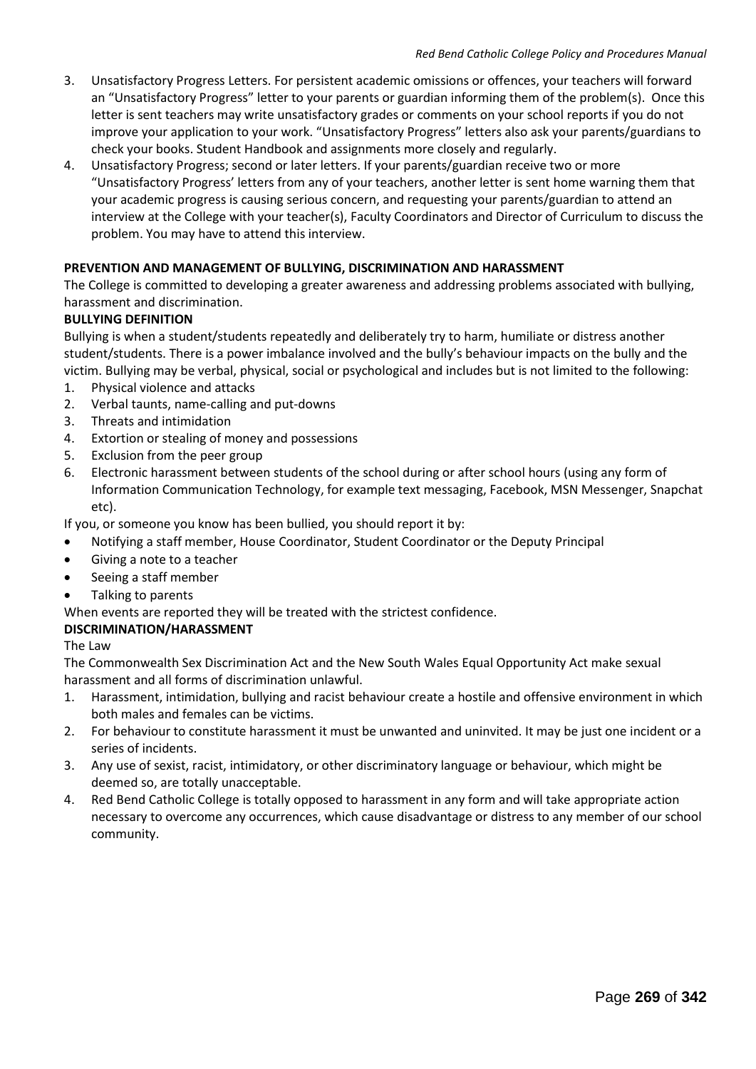3. Unsatisfactory Progress Letters. For persistent academic omissions or offences, your teachers will forward an "Unsatisfactory Progress" letter to your parents or guardian informing them of the problem(s). Once this letter is sent teachers may write unsatisfactory grades or comments on your school reports if you do not improve your application to your work. "Unsatisfactory Progress" letters also ask your parents/guardians to check your books. Student Handbook and assignments more closely and regularly.
4. Unsatisfactory Progress; second or later letters. If your parents/guardian receive two or more "Unsatisfactory Progress' letters from any of your teachers, another letter is sent home warning them that your academic progress is causing serious concern, and requesting your parents/guardian to attend an interview at the College with your teacher(s), Faculty Coordinators and Director of Curriculum to discuss the problem. You may have to attend this interview.

**PREVENTION AND MANAGEMENT OF BULLYING, DISCRIMINATION AND HARASSMENT**

The College is committed to developing a greater awareness and addressing problems associated with bullying, harassment and discrimination.

**BULLYING DEFINITION**

Bullying is when a student/students repeatedly and deliberately try to harm, humiliate or distress another student/students. There is a power imbalance involved and the bully's behaviour impacts on the bully and the victim. Bullying may be verbal, physical, social or psychological and includes but is not limited to the following:

1. Physical violence and attacks
2. Verbal taunts, name-calling and put-downs
3. Threats and intimidation
4. Extortion or stealing of money and possessions
5. Exclusion from the peer group
6. Electronic harassment between students of the school during or after school hours (using any form of Information Communication Technology, for example text messaging, Facebook, MSN Messenger, Snapchat etc).

If you, or someone you know has been bullied, you should report it by:

- Notifying a staff member, House Coordinator, Student Coordinator or the Deputy Principal
- Giving a note to a teacher
- Seeing a staff member
- Talking to parents

When events are reported they will be treated with the strictest confidence.

**DISCRIMINATION/HARASSMENT**

The Law

The Commonwealth Sex Discrimination Act and the New South Wales Equal Opportunity Act make sexual harassment and all forms of discrimination unlawful.

1. Harassment, intimidation, bullying and racist behaviour create a hostile and offensive environment in which both males and females can be victims.
2. For behaviour to constitute harassment it must be unwanted and uninvited. It may be just one incident or a series of incidents.
3. Any use of sexist, racist, intimidatory, or other discriminatory language or behaviour, which might be deemed so, are totally unacceptable.
4. Red Bend Catholic College is totally opposed to harassment in any form and will take appropriate action necessary to overcome any occurrences, which cause disadvantage or distress to any member of our school community.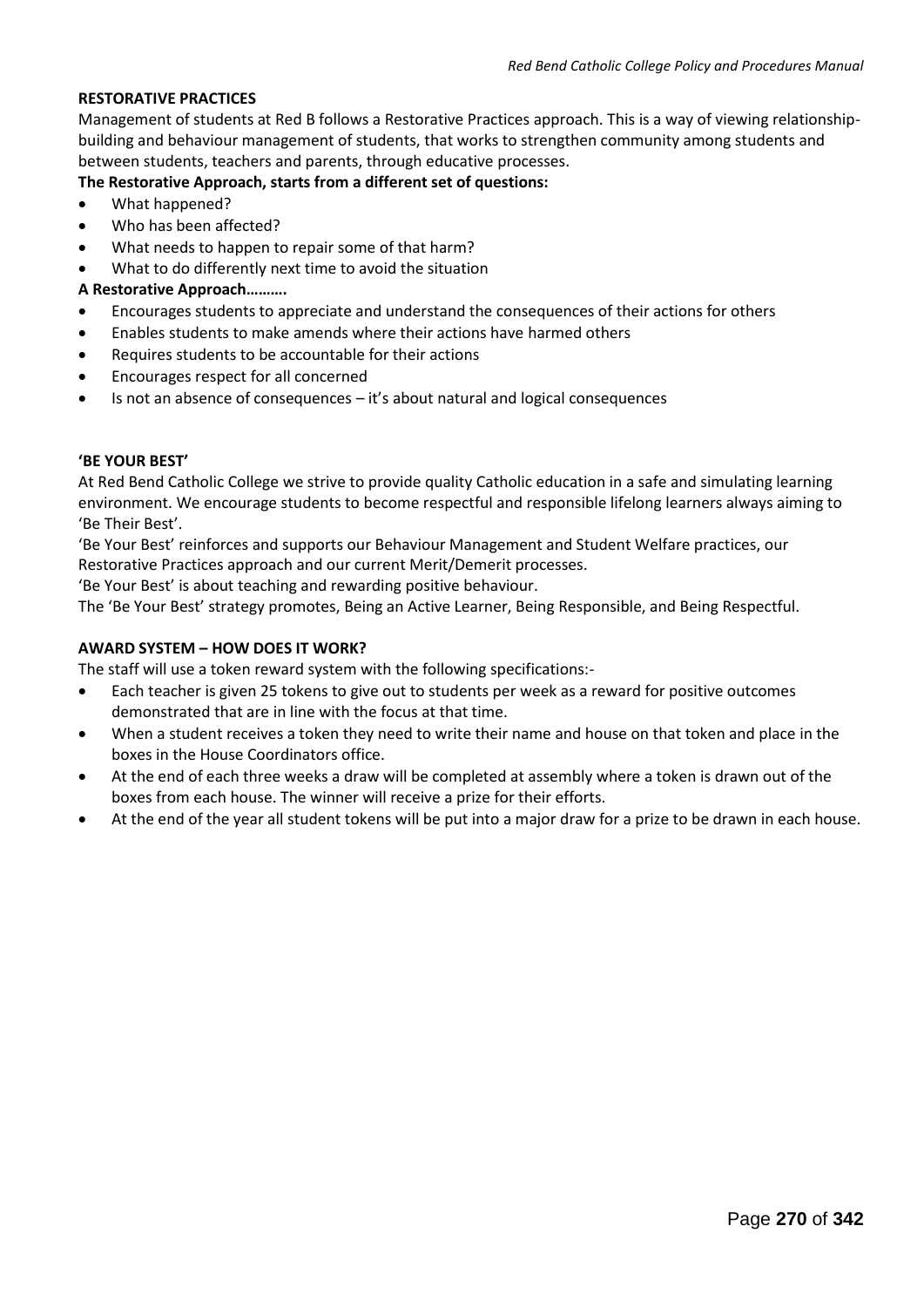## RESTORATIVE PRACTICES

Management of students at Red B follows a Restorative Practices approach. This is a way of viewing relationship-building and behaviour management of students, that works to strengthen community among students and between students, teachers and parents, through educative processes.

**The Restorative Approach, starts from a different set of questions:**

- What happened?
- Who has been affected?
- What needs to happen to repair some of that harm?
- What to do differently next time to avoid the situation

**A Restorative Approach……….**

- Encourages students to appreciate and understand the consequences of their actions for others
- Enables students to make amends where their actions have harmed others
- Requires students to be accountable for their actions
- Encourages respect for all concerned
- Is not an absence of consequences – it's about natural and logical consequences

## 'BE YOUR BEST'

At Red Bend Catholic College we strive to provide quality Catholic education in a safe and simulating learning environment. We encourage students to become respectful and responsible lifelong learners always aiming to 'Be Their Best'.

'Be Your Best' reinforces and supports our Behaviour Management and Student Welfare practices, our Restorative Practices approach and our current Merit/Demerit processes.

'Be Your Best' is about teaching and rewarding positive behaviour.

The 'Be Your Best' strategy promotes, Being an Active Learner, Being Responsible, and Being Respectful.

## AWARD SYSTEM – HOW DOES IT WORK?

The staff will use a token reward system with the following specifications:-

- Each teacher is given 25 tokens to give out to students per week as a reward for positive outcomes demonstrated that are in line with the focus at that time.
- When a student receives a token they need to write their name and house on that token and place in the boxes in the House Coordinators office.
- At the end of each three weeks a draw will be completed at assembly where a token is drawn out of the boxes from each house. The winner will receive a prize for their efforts.
- At the end of the year all student tokens will be put into a major draw for a prize to be drawn in each house.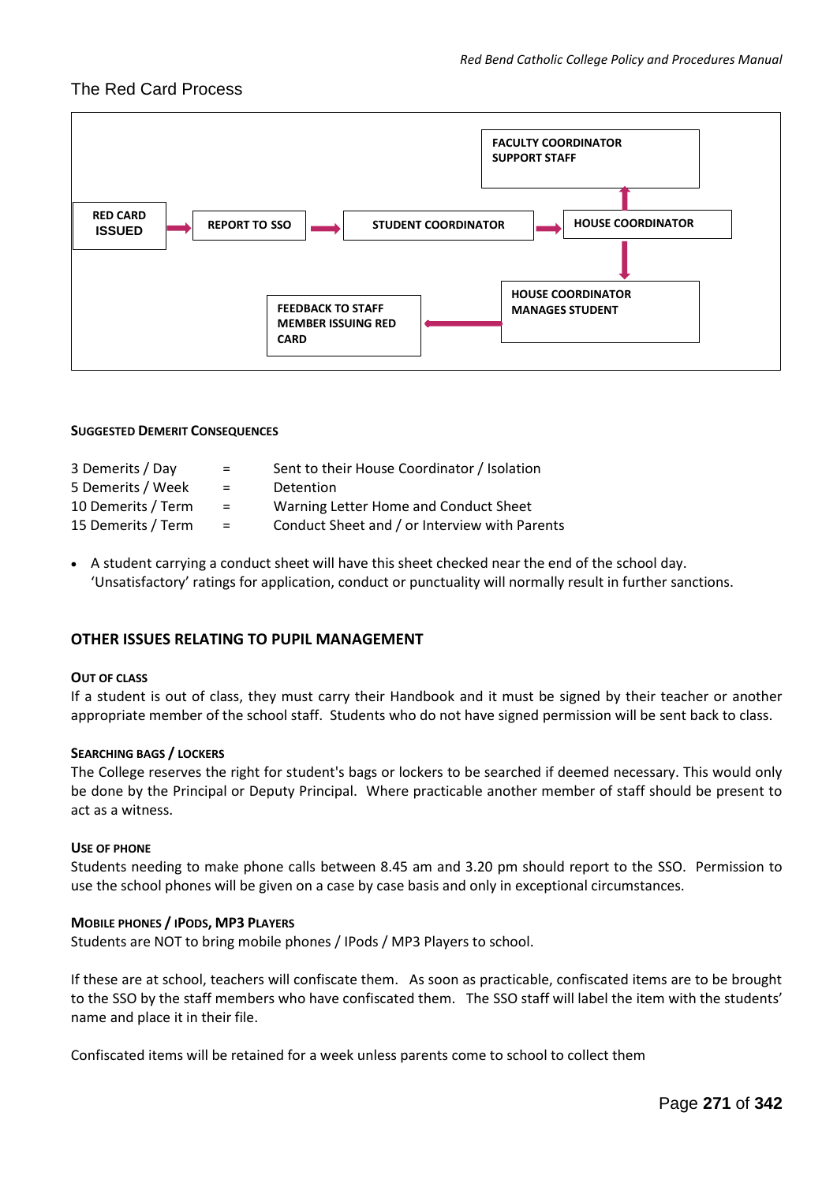## The Red Card Process

RED CARD ISSUED → REPORT TO SSO → STUDENT COORDINATOR → HOUSE COORDINATOR

HOUSE COORDINATOR → FACULTY COORDINATOR SUPPORT STAFF

HOUSE COORDINATOR → HOUSE COORDINATOR MANAGES STUDENT → FEEDBACK TO STAFF MEMBER ISSUING RED CARD

#### SUGGESTED DEMERIT CONSEQUENCES

| | | |
|---|---|---|
| 3 Demerits / Day | = | Sent to their House Coordinator / Isolation |
| 5 Demerits / Week | = | Detention |
| 10 Demerits / Term | = | Warning Letter Home and Conduct Sheet |
| 15 Demerits / Term | = | Conduct Sheet and / or Interview with Parents |

- A student carrying a conduct sheet will have this sheet checked near the end of the school day. 'Unsatisfactory' ratings for application, conduct or punctuality will normally result in further sanctions.

### OTHER ISSUES RELATING TO PUPIL MANAGEMENT

#### OUT OF CLASS

If a student is out of class, they must carry their Handbook and it must be signed by their teacher or another appropriate member of the school staff. Students who do not have signed permission will be sent back to class.

#### SEARCHING BAGS / LOCKERS

The College reserves the right for student's bags or lockers to be searched if deemed necessary. This would only be done by the Principal or Deputy Principal. Where practicable another member of staff should be present to act as a witness.

#### USE OF PHONE

Students needing to make phone calls between 8.45 am and 3.20 pm should report to the SSO. Permission to use the school phones will be given on a case by case basis and only in exceptional circumstances.

#### MOBILE PHONES / IPODS, MP3 PLAYERS

Students are NOT to bring mobile phones / IPods / MP3 Players to school.

If these are at school, teachers will confiscate them. As soon as practicable, confiscated items are to be brought to the SSO by the staff members who have confiscated them. The SSO staff will label the item with the students' name and place it in their file.

Confiscated items will be retained for a week unless parents come to school to collect them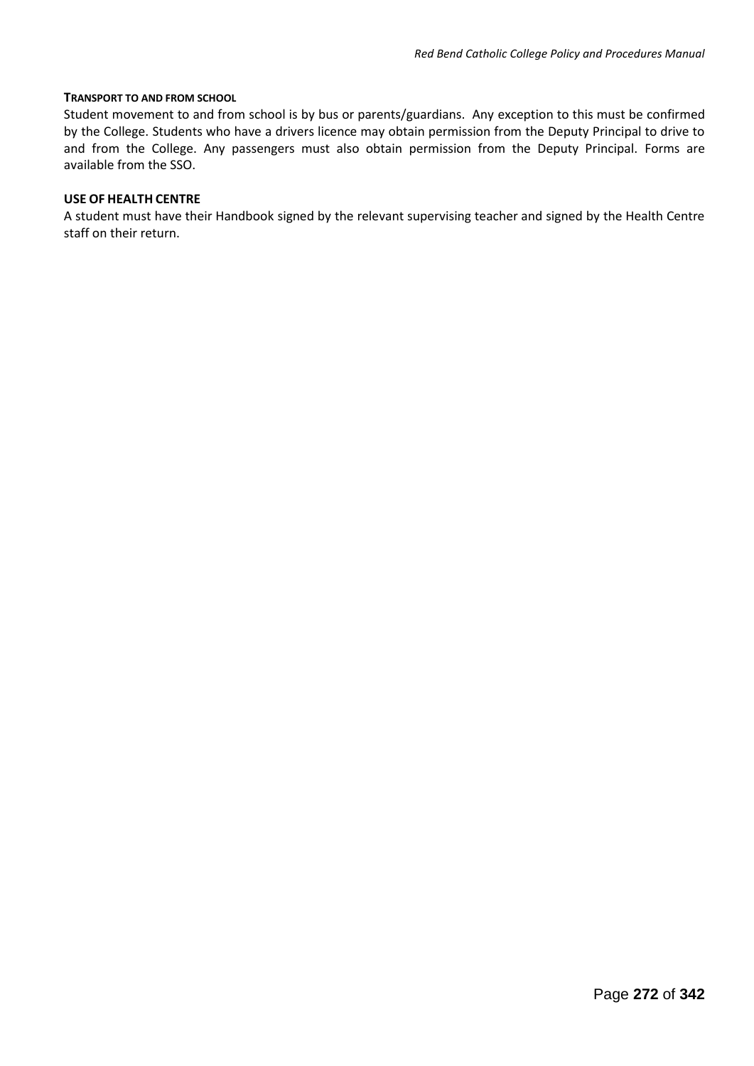#### TRANSPORT TO AND FROM SCHOOL

Student movement to and from school is by bus or parents/guardians. Any exception to this must be confirmed by the College. Students who have a drivers licence may obtain permission from the Deputy Principal to drive to and from the College. Any passengers must also obtain permission from the Deputy Principal. Forms are available from the SSO.

#### USE OF HEALTH CENTRE

A student must have their Handbook signed by the relevant supervising teacher and signed by the Health Centre staff on their return.